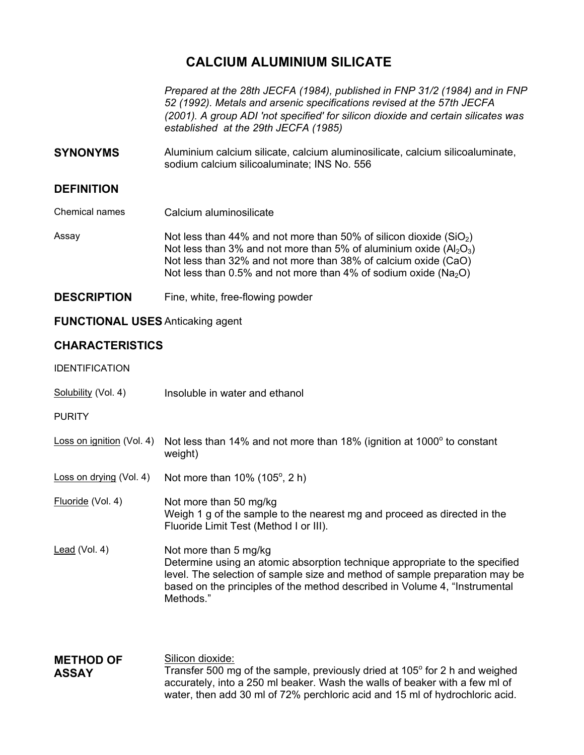# CALCIUM ALUMINIUM SILICATE

*Prepared at the 28th JECFA (1984), published in FNP 31/2 (1984) and in FNP 52 (1992). Metals and arsenic specifications revised at the 57th JECFA (2001). A group ADI 'not specified' for silicon dioxide and certain silicates was established at the 29th JECFA (1985)*

**SYNONYMS**
Aluminium calcium silicate, calcium aluminosilicate, calcium silicoaluminate, sodium calcium silicoaluminate; INS No. 556

## DEFINITION

**Chemical names**
Calcium aluminosilicate

**Assay**
Not less than 44% and not more than 50% of silicon dioxide ($SiO_2$)
Not less than 3% and not more than 5% of aluminium oxide ($Al_2O_3$)
Not less than 32% and not more than 38% of calcium oxide (CaO)
Not less than 0.5% and not more than 4% of sodium oxide ($Na_2O$)

**DESCRIPTION**
Fine, white, free-flowing powder

**FUNCTIONAL USES**
Anticaking agent

## CHARACTERISTICS

IDENTIFICATION

**Solubility** (Vol. 4)
Insoluble in water and ethanol

PURITY

**Loss on ignition** (Vol. 4)
Not less than 14% and not more than 18% (ignition at 1000° to constant weight)

**Loss on drying** (Vol. 4)
Not more than 10% (105°, 2 h)

**Fluoride** (Vol. 4)
Not more than 50 mg/kg
Weigh 1 g of the sample to the nearest mg and proceed as directed in the Fluoride Limit Test (Method I or III).

**Lead** (Vol. 4)
Not more than 5 mg/kg
Determine using an atomic absorption technique appropriate to the specified level. The selection of sample size and method of sample preparation may be based on the principles of the method described in Volume 4, "Instrumental Methods."

## METHOD OF ASSAY

Silicon dioxide:
Transfer 500 mg of the sample, previously dried at 105° for 2 h and weighed accurately, into a 250 ml beaker. Wash the walls of beaker with a few ml of water, then add 30 ml of 72% perchloric acid and 15 ml of hydrochloric acid.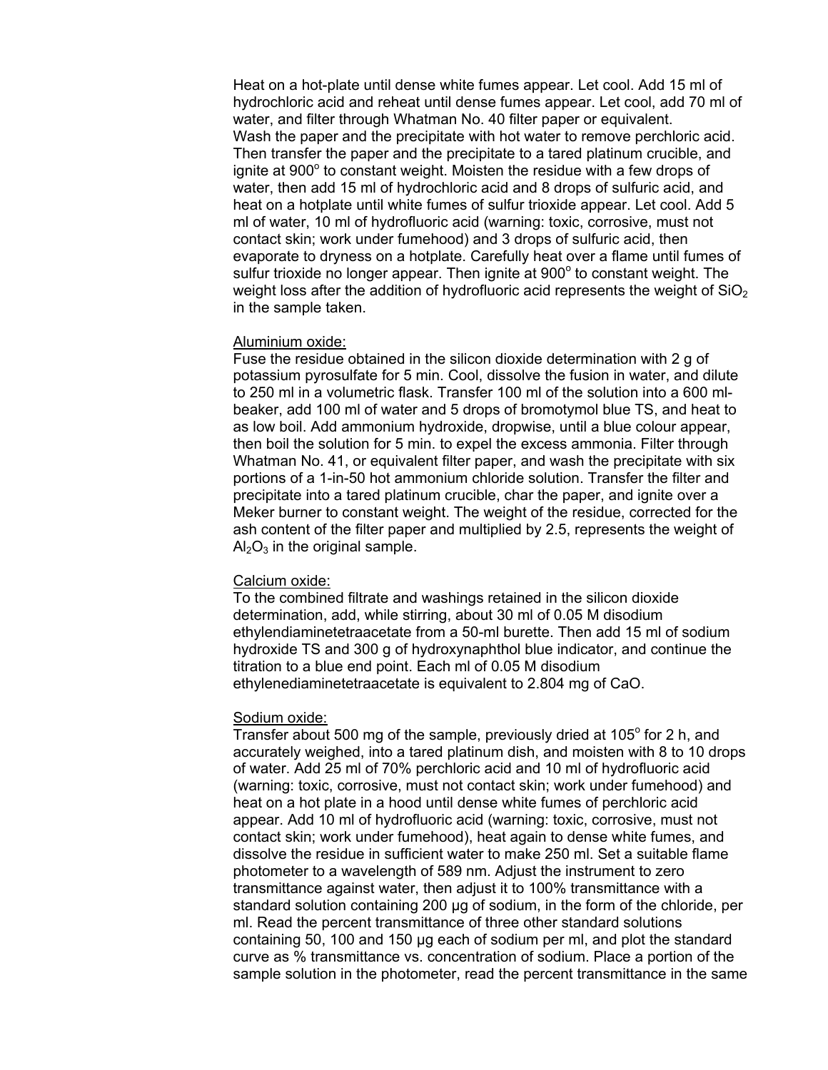Heat on a hot-plate until dense white fumes appear. Let cool. Add 15 ml of hydrochloric acid and reheat until dense fumes appear. Let cool, add 70 ml of water, and filter through Whatman No. 40 filter paper or equivalent.
Wash the paper and the precipitate with hot water to remove perchloric acid. Then transfer the paper and the precipitate to a tared platinum crucible, and ignite at 900$^o$ to constant weight. Moisten the residue with a few drops of water, then add 15 ml of hydrochloric acid and 8 drops of sulfuric acid, and heat on a hotplate until white fumes of sulfur trioxide appear. Let cool. Add 5 ml of water, 10 ml of hydrofluoric acid (warning: toxic, corrosive, must not contact skin; work under fumehood) and 3 drops of sulfuric acid, then evaporate to dryness on a hotplate. Carefully heat over a flame until fumes of sulfur trioxide no longer appear. Then ignite at 900$^o$ to constant weight. The weight loss after the addition of hydrofluoric acid represents the weight of $SiO_2$ in the sample taken.

Aluminium oxide:
Fuse the residue obtained in the silicon dioxide determination with 2 g of potassium pyrosulfate for 5 min. Cool, dissolve the fusion in water, and dilute to 250 ml in a volumetric flask. Transfer 100 ml of the solution into a 600 ml-beaker, add 100 ml of water and 5 drops of bromotymol blue TS, and heat to as low boil. Add ammonium hydroxide, dropwise, until a blue colour appear, then boil the solution for 5 min. to expel the excess ammonia. Filter through Whatman No. 41, or equivalent filter paper, and wash the precipitate with six portions of a 1-in-50 hot ammonium chloride solution. Transfer the filter and precipitate into a tared platinum crucible, char the paper, and ignite over a Meker burner to constant weight. The weight of the residue, corrected for the ash content of the filter paper and multiplied by 2.5, represents the weight of $Al_2O_3$ in the original sample.

Calcium oxide:
To the combined filtrate and washings retained in the silicon dioxide determination, add, while stirring, about 30 ml of 0.05 M disodium ethylendiaminetetraacetate from a 50-ml burette. Then add 15 ml of sodium hydroxide TS and 300 g of hydroxynaphthol blue indicator, and continue the titration to a blue end point. Each ml of 0.05 M disodium ethylenediaminetetraacetate is equivalent to 2.804 mg of CaO.

Sodium oxide:
Transfer about 500 mg of the sample, previously dried at 105$^o$ for 2 h, and accurately weighed, into a tared platinum dish, and moisten with 8 to 10 drops of water. Add 25 ml of 70% perchloric acid and 10 ml of hydrofluoric acid (warning: toxic, corrosive, must not contact skin; work under fumehood) and heat on a hot plate in a hood until dense white fumes of perchloric acid appear. Add 10 ml of hydrofluoric acid (warning: toxic, corrosive, must not contact skin; work under fumehood), heat again to dense white fumes, and dissolve the residue in sufficient water to make 250 ml. Set a suitable flame photometer to a wavelength of 589 nm. Adjust the instrument to zero transmittance against water, then adjust it to 100% transmittance with a standard solution containing 200 µg of sodium, in the form of the chloride, per ml. Read the percent transmittance of three other standard solutions containing 50, 100 and 150 µg each of sodium per ml, and plot the standard curve as % transmittance vs. concentration of sodium. Place a portion of the sample solution in the photometer, read the percent transmittance in the same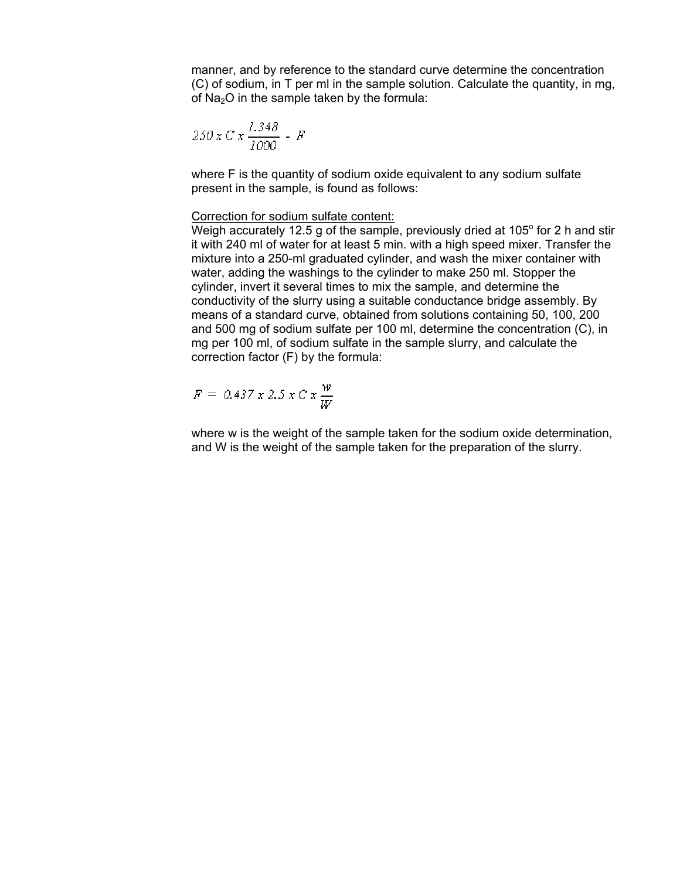manner, and by reference to the standard curve determine the concentration (C) of sodium, in T per ml in the sample solution. Calculate the quantity, in mg, of $Na_2O$ in the sample taken by the formula:

$$250 \times C \times \frac{1.348}{1000} - F$$

where F is the quantity of sodium oxide equivalent to any sodium sulfate present in the sample, is found as follows:

<u>Correction for sodium sulfate content:</u>
Weigh accurately 12.5 g of the sample, previously dried at 105° for 2 h and stir it with 240 ml of water for at least 5 min. with a high speed mixer. Transfer the mixture into a 250-ml graduated cylinder, and wash the mixer container with water, adding the washings to the cylinder to make 250 ml. Stopper the cylinder, invert it several times to mix the sample, and determine the conductivity of the slurry using a suitable conductance bridge assembly. By means of a standard curve, obtained from solutions containing 50, 100, 200 and 500 mg of sodium sulfate per 100 ml, determine the concentration (C), in mg per 100 ml, of sodium sulfate in the sample slurry, and calculate the correction factor (F) by the formula:

$$F = 0.437 \times 2.5 \times C \times \frac{w}{W}$$

where w is the weight of the sample taken for the sodium oxide determination, and W is the weight of the sample taken for the preparation of the slurry.